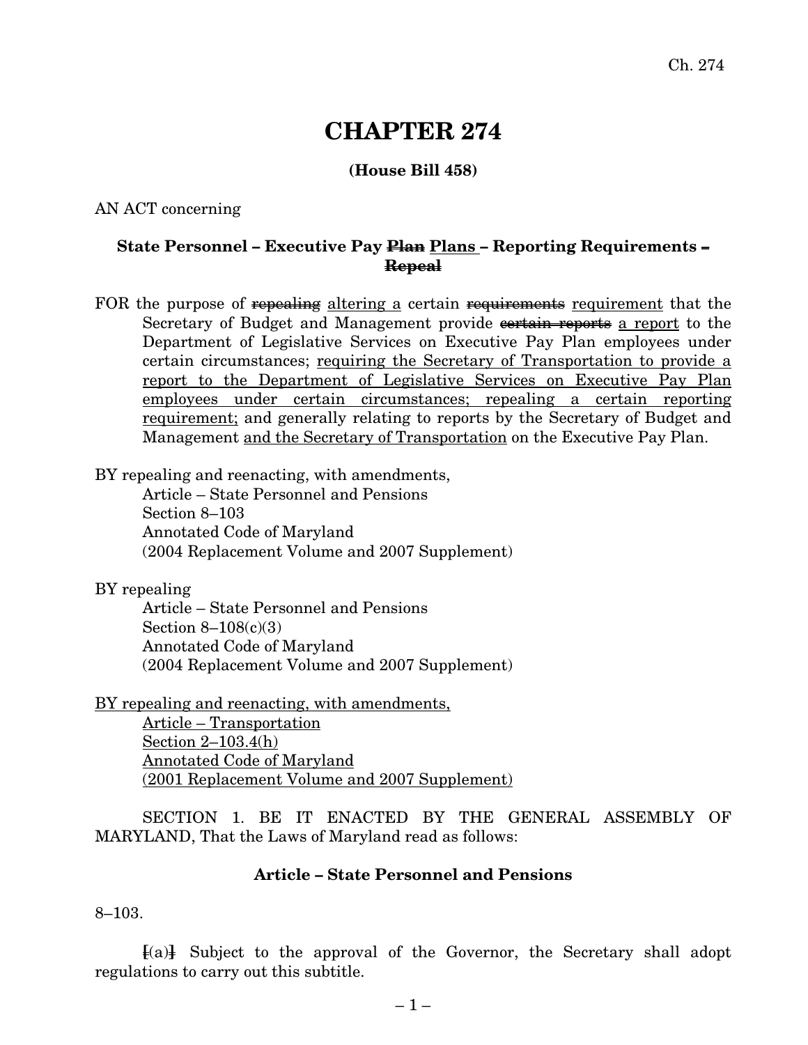# CHAPTER 274

**(House Bill 458)**

AN ACT concerning

**State Personnel – Executive Pay ~~Plan~~ Plans – Reporting Requirements ~~– Repeal~~**

FOR the purpose of ~~repealing~~ altering a certain ~~requirements~~ requirement that the Secretary of Budget and Management provide ~~certain reports~~ a report to the Department of Legislative Services on Executive Pay Plan employees under certain circumstances; requiring the Secretary of Transportation to provide a report to the Department of Legislative Services on Executive Pay Plan employees under certain circumstances; repealing a certain reporting requirement; and generally relating to reports by the Secretary of Budget and Management and the Secretary of Transportation on the Executive Pay Plan.

BY repealing and reenacting, with amendments,
Article – State Personnel and Pensions
Section 8–103
Annotated Code of Maryland
(2004 Replacement Volume and 2007 Supplement)

BY repealing
Article – State Personnel and Pensions
Section 8–108(c)(3)
Annotated Code of Maryland
(2004 Replacement Volume and 2007 Supplement)

BY repealing and reenacting, with amendments,
Article – Transportation
Section 2–103.4(h)
Annotated Code of Maryland
(2001 Replacement Volume and 2007 Supplement)

SECTION 1. BE IT ENACTED BY THE GENERAL ASSEMBLY OF MARYLAND, That the Laws of Maryland read as follows:

**Article – State Personnel and Pensions**

8–103.

[(a)] Subject to the approval of the Governor, the Secretary shall adopt regulations to carry out this subtitle.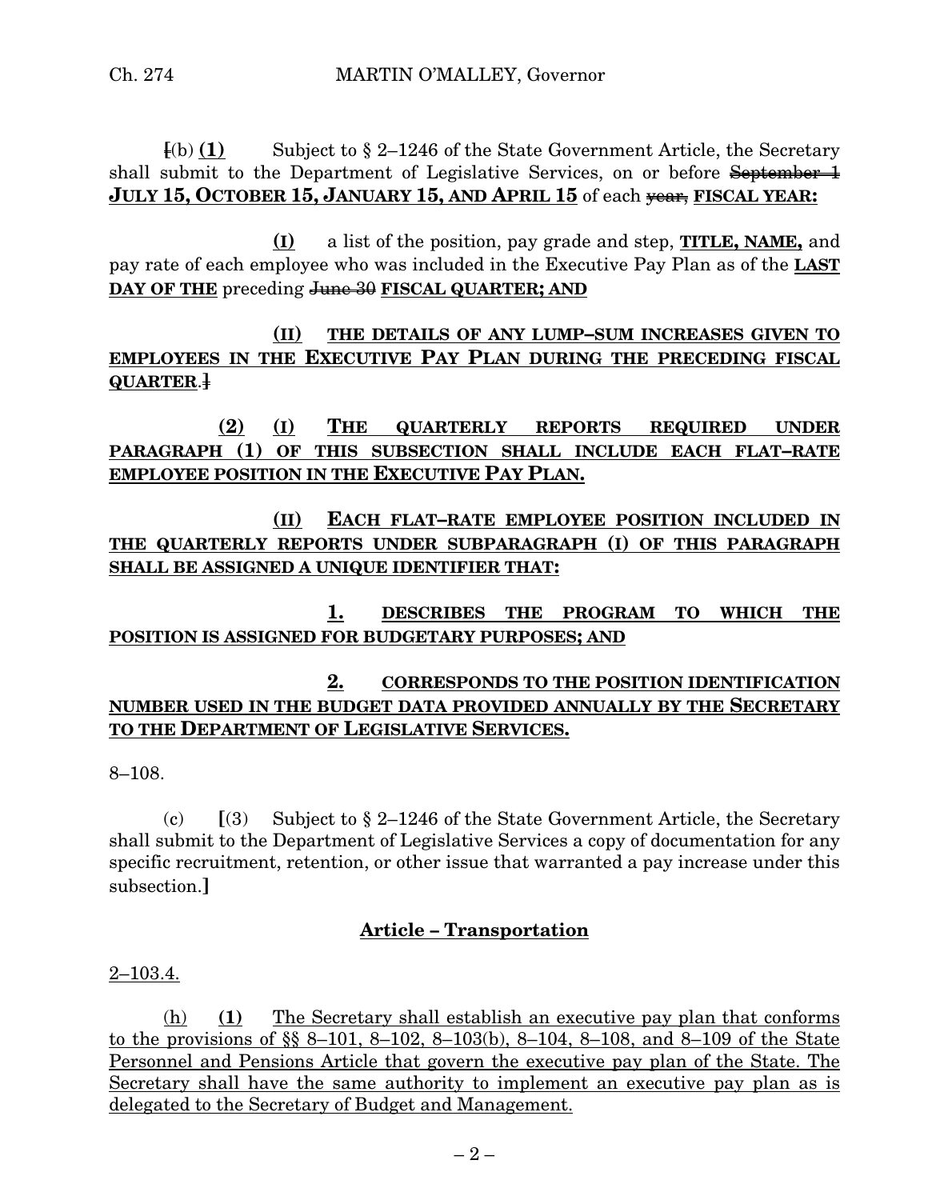[(b) **(1)** Subject to § 2–1246 of the State Government Article, the Secretary shall submit to the Department of Legislative Services, on or before ~~September 1~~ **JULY 15, OCTOBER 15, JANUARY 15, AND APRIL 15** of each ~~year,~~ **FISCAL YEAR:**

**(I)** a list of the position, pay grade and step, **TITLE, NAME,** and pay rate of each employee who was included in the Executive Pay Plan as of the **LAST DAY OF THE** preceding ~~June 30~~ **FISCAL QUARTER; AND**

**(II) THE DETAILS OF ANY LUMP–SUM INCREASES GIVEN TO EMPLOYEES IN THE EXECUTIVE PAY PLAN DURING THE PRECEDING FISCAL QUARTER**.]

**(2) (I) THE QUARTERLY REPORTS REQUIRED UNDER PARAGRAPH (1) OF THIS SUBSECTION SHALL INCLUDE EACH FLAT–RATE EMPLOYEE POSITION IN THE EXECUTIVE PAY PLAN.**

**(II) EACH FLAT–RATE EMPLOYEE POSITION INCLUDED IN THE QUARTERLY REPORTS UNDER SUBPARAGRAPH (I) OF THIS PARAGRAPH SHALL BE ASSIGNED A UNIQUE IDENTIFIER THAT:**

**1. DESCRIBES THE PROGRAM TO WHICH THE POSITION IS ASSIGNED FOR BUDGETARY PURPOSES; AND**

**2. CORRESPONDS TO THE POSITION IDENTIFICATION NUMBER USED IN THE BUDGET DATA PROVIDED ANNUALLY BY THE SECRETARY TO THE DEPARTMENT OF LEGISLATIVE SERVICES.**

8–108.

(c) [(3) Subject to § 2–1246 of the State Government Article, the Secretary shall submit to the Department of Legislative Services a copy of documentation for any specific recruitment, retention, or other issue that warranted a pay increase under this subsection.]

## Article – Transportation

2–103.4.

(h) **(1)** The Secretary shall establish an executive pay plan that conforms to the provisions of §§ 8–101, 8–102, 8–103(b), 8–104, 8–108, and 8–109 of the State Personnel and Pensions Article that govern the executive pay plan of the State. The Secretary shall have the same authority to implement an executive pay plan as is delegated to the Secretary of Budget and Management.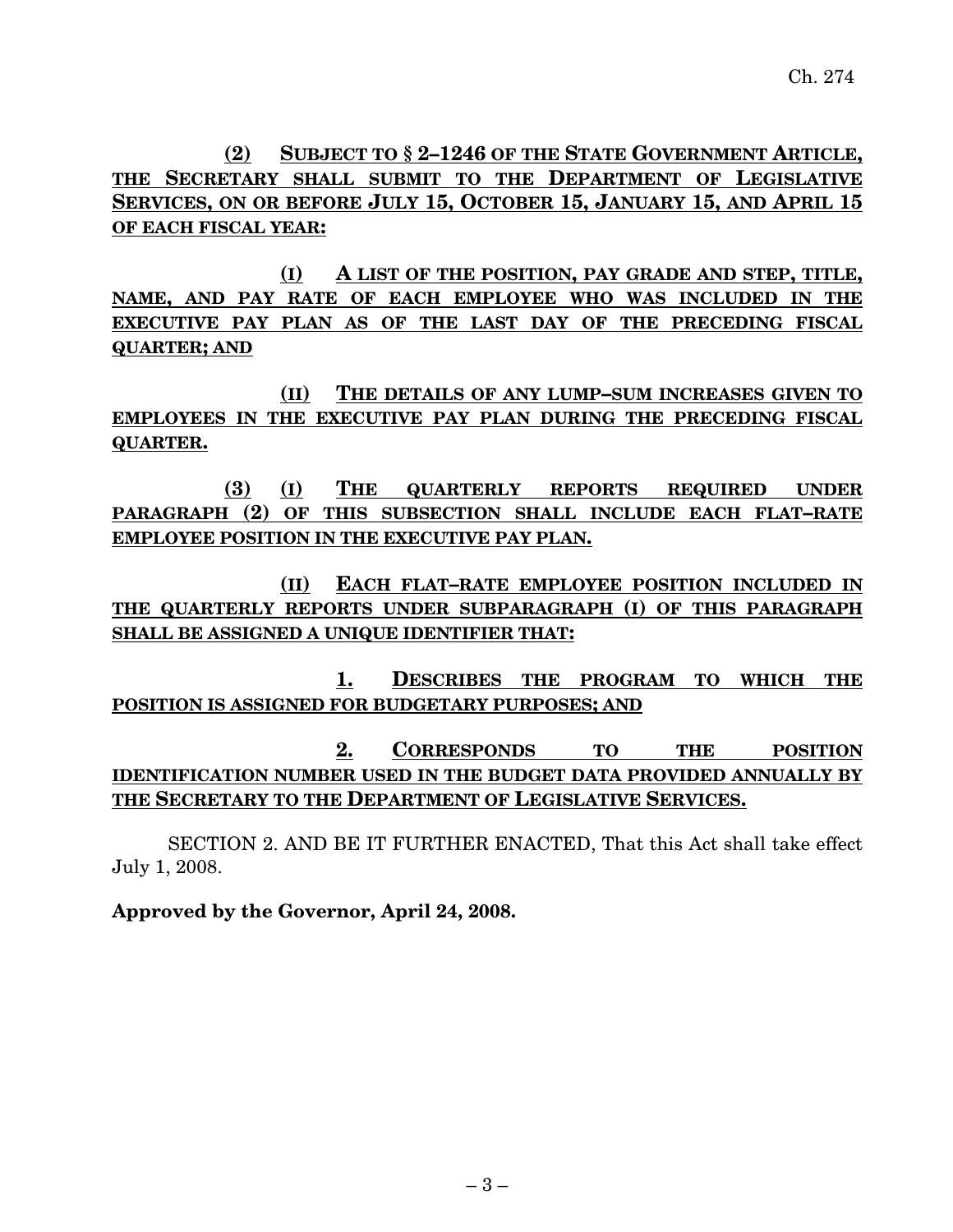(2) SUBJECT TO § 2–1246 OF THE STATE GOVERNMENT ARTICLE, THE SECRETARY SHALL SUBMIT TO THE DEPARTMENT OF LEGISLATIVE SERVICES, ON OR BEFORE JULY 15, OCTOBER 15, JANUARY 15, AND APRIL 15 OF EACH FISCAL YEAR:

(I) A LIST OF THE POSITION, PAY GRADE AND STEP, TITLE, NAME, AND PAY RATE OF EACH EMPLOYEE WHO WAS INCLUDED IN THE EXECUTIVE PAY PLAN AS OF THE LAST DAY OF THE PRECEDING FISCAL QUARTER; AND

(II) THE DETAILS OF ANY LUMP–SUM INCREASES GIVEN TO EMPLOYEES IN THE EXECUTIVE PAY PLAN DURING THE PRECEDING FISCAL QUARTER.

(3) (I) THE QUARTERLY REPORTS REQUIRED UNDER PARAGRAPH (2) OF THIS SUBSECTION SHALL INCLUDE EACH FLAT–RATE EMPLOYEE POSITION IN THE EXECUTIVE PAY PLAN.

(II) EACH FLAT–RATE EMPLOYEE POSITION INCLUDED IN THE QUARTERLY REPORTS UNDER SUBPARAGRAPH (I) OF THIS PARAGRAPH SHALL BE ASSIGNED A UNIQUE IDENTIFIER THAT:

1. DESCRIBES THE PROGRAM TO WHICH THE POSITION IS ASSIGNED FOR BUDGETARY PURPOSES; AND

2. CORRESPONDS TO THE POSITION IDENTIFICATION NUMBER USED IN THE BUDGET DATA PROVIDED ANNUALLY BY THE SECRETARY TO THE DEPARTMENT OF LEGISLATIVE SERVICES.

SECTION 2. AND BE IT FURTHER ENACTED, That this Act shall take effect July 1, 2008.

**Approved by the Governor, April 24, 2008.**